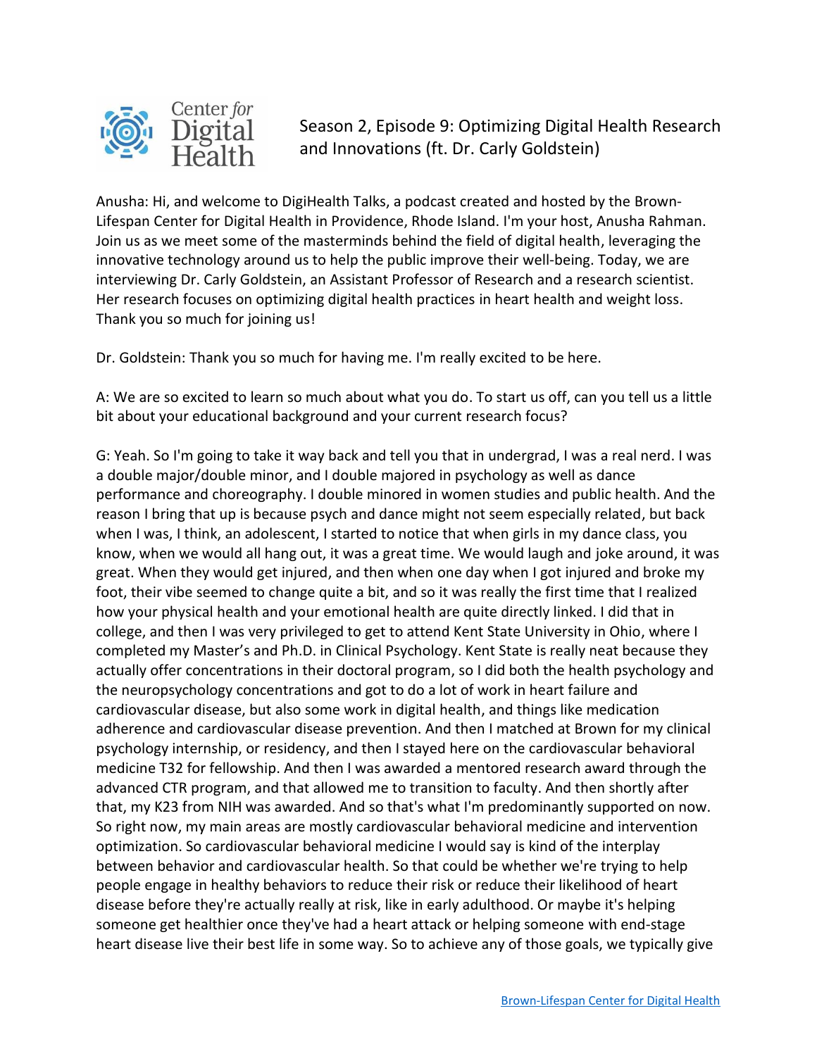# Season 2, Episode 9: Optimizing Digital Health Research and Innovations (ft. Dr. Carly Goldstein)

Anusha: Hi, and welcome to DigiHealth Talks, a podcast created and hosted by the Brown-Lifespan Center for Digital Health in Providence, Rhode Island. I'm your host, Anusha Rahman. Join us as we meet some of the masterminds behind the field of digital health, leveraging the innovative technology around us to help the public improve their well-being. Today, we are interviewing Dr. Carly Goldstein, an Assistant Professor of Research and a research scientist. Her research focuses on optimizing digital health practices in heart health and weight loss. Thank you so much for joining us!

Dr. Goldstein: Thank you so much for having me. I'm really excited to be here.

A: We are so excited to learn so much about what you do. To start us off, can you tell us a little bit about your educational background and your current research focus?

G: Yeah. So I'm going to take it way back and tell you that in undergrad, I was a real nerd. I was a double major/double minor, and I double majored in psychology as well as dance performance and choreography. I double minored in women studies and public health. And the reason I bring that up is because psych and dance might not seem especially related, but back when I was, I think, an adolescent, I started to notice that when girls in my dance class, you know, when we would all hang out, it was a great time. We would laugh and joke around, it was great. When they would get injured, and then when one day when I got injured and broke my foot, their vibe seemed to change quite a bit, and so it was really the first time that I realized how your physical health and your emotional health are quite directly linked. I did that in college, and then I was very privileged to get to attend Kent State University in Ohio, where I completed my Master's and Ph.D. in Clinical Psychology. Kent State is really neat because they actually offer concentrations in their doctoral program, so I did both the health psychology and the neuropsychology concentrations and got to do a lot of work in heart failure and cardiovascular disease, but also some work in digital health, and things like medication adherence and cardiovascular disease prevention. And then I matched at Brown for my clinical psychology internship, or residency, and then I stayed here on the cardiovascular behavioral medicine T32 for fellowship. And then I was awarded a mentored research award through the advanced CTR program, and that allowed me to transition to faculty. And then shortly after that, my K23 from NIH was awarded. And so that's what I'm predominantly supported on now. So right now, my main areas are mostly cardiovascular behavioral medicine and intervention optimization. So cardiovascular behavioral medicine I would say is kind of the interplay between behavior and cardiovascular health. So that could be whether we're trying to help people engage in healthy behaviors to reduce their risk or reduce their likelihood of heart disease before they're actually really at risk, like in early adulthood. Or maybe it's helping someone get healthier once they've had a heart attack or helping someone with end-stage heart disease live their best life in some way. So to achieve any of those goals, we typically give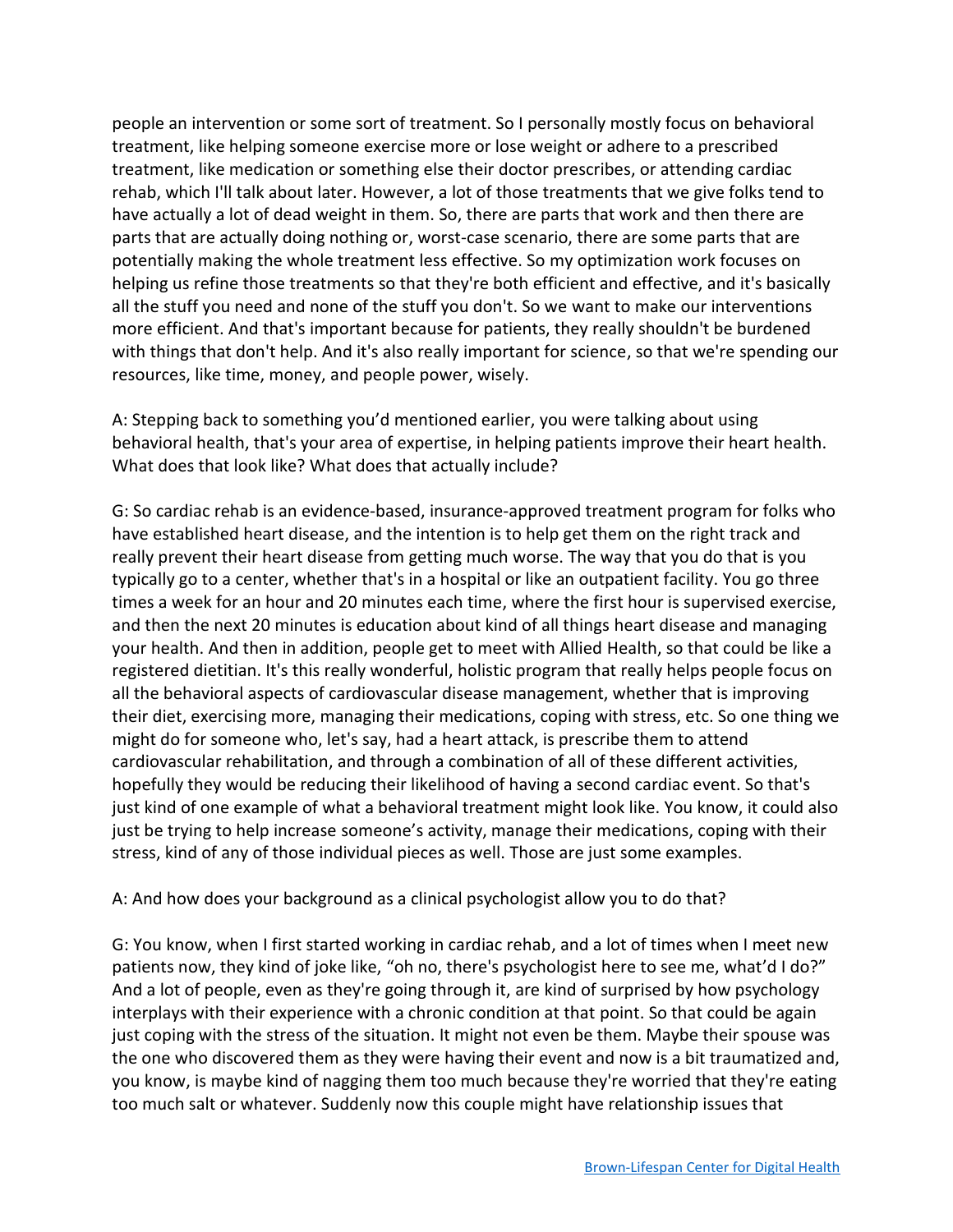people an intervention or some sort of treatment. So I personally mostly focus on behavioral treatment, like helping someone exercise more or lose weight or adhere to a prescribed treatment, like medication or something else their doctor prescribes, or attending cardiac rehab, which I'll talk about later. However, a lot of those treatments that we give folks tend to have actually a lot of dead weight in them. So, there are parts that work and then there are parts that are actually doing nothing or, worst-case scenario, there are some parts that are potentially making the whole treatment less effective. So my optimization work focuses on helping us refine those treatments so that they're both efficient and effective, and it's basically all the stuff you need and none of the stuff you don't. So we want to make our interventions more efficient. And that's important because for patients, they really shouldn't be burdened with things that don't help. And it's also really important for science, so that we're spending our resources, like time, money, and people power, wisely.

A: Stepping back to something you'd mentioned earlier, you were talking about using behavioral health, that's your area of expertise, in helping patients improve their heart health. What does that look like? What does that actually include?

G: So cardiac rehab is an evidence-based, insurance-approved treatment program for folks who have established heart disease, and the intention is to help get them on the right track and really prevent their heart disease from getting much worse. The way that you do that is you typically go to a center, whether that's in a hospital or like an outpatient facility. You go three times a week for an hour and 20 minutes each time, where the first hour is supervised exercise, and then the next 20 minutes is education about kind of all things heart disease and managing your health. And then in addition, people get to meet with Allied Health, so that could be like a registered dietitian. It's this really wonderful, holistic program that really helps people focus on all the behavioral aspects of cardiovascular disease management, whether that is improving their diet, exercising more, managing their medications, coping with stress, etc. So one thing we might do for someone who, let's say, had a heart attack, is prescribe them to attend cardiovascular rehabilitation, and through a combination of all of these different activities, hopefully they would be reducing their likelihood of having a second cardiac event. So that's just kind of one example of what a behavioral treatment might look like. You know, it could also just be trying to help increase someone's activity, manage their medications, coping with their stress, kind of any of those individual pieces as well. Those are just some examples.

A: And how does your background as a clinical psychologist allow you to do that?

G: You know, when I first started working in cardiac rehab, and a lot of times when I meet new patients now, they kind of joke like, "oh no, there's psychologist here to see me, what'd I do?" And a lot of people, even as they're going through it, are kind of surprised by how psychology interplays with their experience with a chronic condition at that point. So that could be again just coping with the stress of the situation. It might not even be them. Maybe their spouse was the one who discovered them as they were having their event and now is a bit traumatized and, you know, is maybe kind of nagging them too much because they're worried that they're eating too much salt or whatever. Suddenly now this couple might have relationship issues that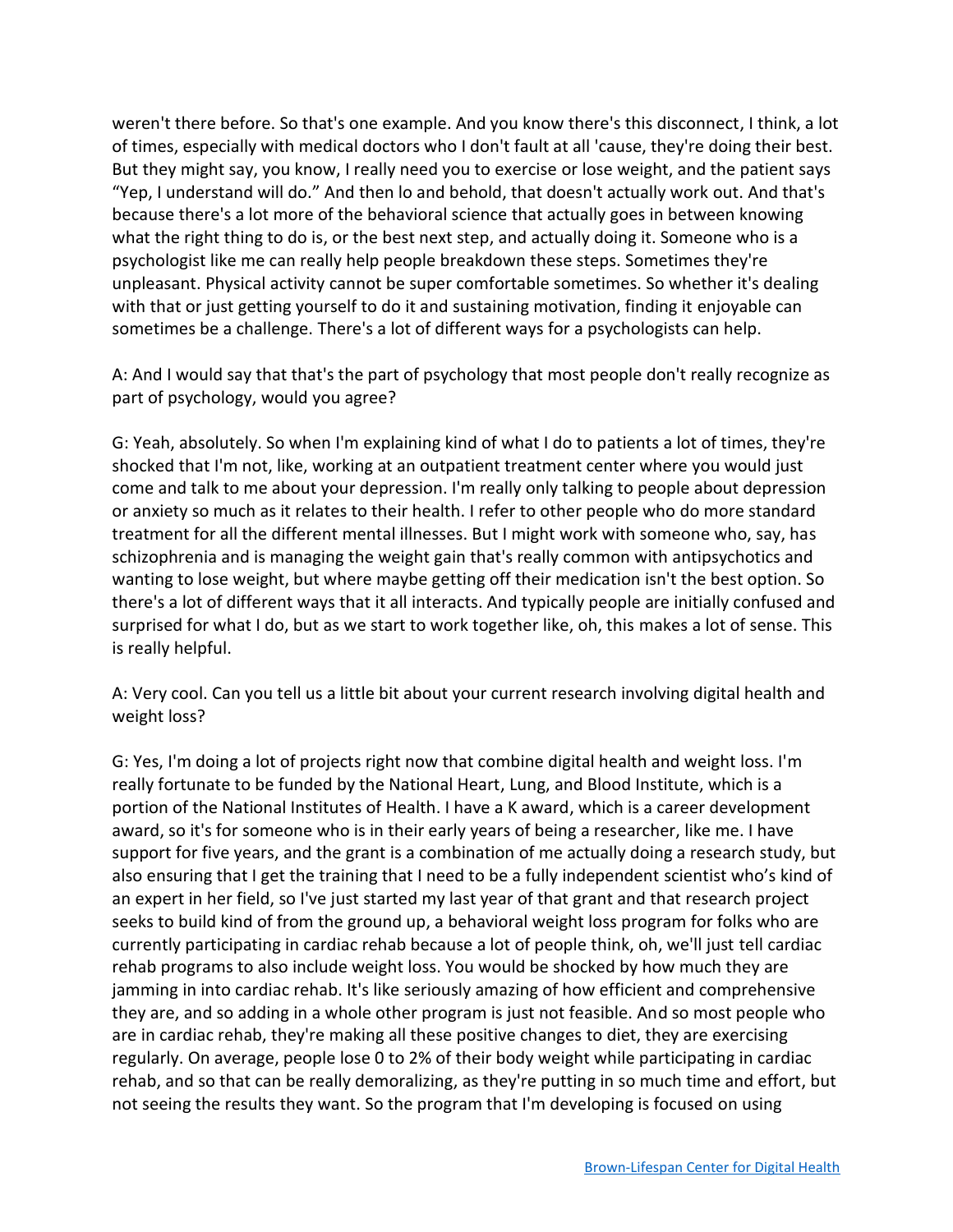weren't there before. So that's one example. And you know there's this disconnect, I think, a lot of times, especially with medical doctors who I don't fault at all 'cause, they're doing their best. But they might say, you know, I really need you to exercise or lose weight, and the patient says "Yep, I understand will do." And then lo and behold, that doesn't actually work out. And that's because there's a lot more of the behavioral science that actually goes in between knowing what the right thing to do is, or the best next step, and actually doing it. Someone who is a psychologist like me can really help people breakdown these steps. Sometimes they're unpleasant. Physical activity cannot be super comfortable sometimes. So whether it's dealing with that or just getting yourself to do it and sustaining motivation, finding it enjoyable can sometimes be a challenge. There's a lot of different ways for a psychologists can help.

A: And I would say that that's the part of psychology that most people don't really recognize as part of psychology, would you agree?

G: Yeah, absolutely. So when I'm explaining kind of what I do to patients a lot of times, they're shocked that I'm not, like, working at an outpatient treatment center where you would just come and talk to me about your depression. I'm really only talking to people about depression or anxiety so much as it relates to their health. I refer to other people who do more standard treatment for all the different mental illnesses. But I might work with someone who, say, has schizophrenia and is managing the weight gain that's really common with antipsychotics and wanting to lose weight, but where maybe getting off their medication isn't the best option. So there's a lot of different ways that it all interacts. And typically people are initially confused and surprised for what I do, but as we start to work together like, oh, this makes a lot of sense. This is really helpful.

A: Very cool. Can you tell us a little bit about your current research involving digital health and weight loss?

G: Yes, I'm doing a lot of projects right now that combine digital health and weight loss. I'm really fortunate to be funded by the National Heart, Lung, and Blood Institute, which is a portion of the National Institutes of Health. I have a K award, which is a career development award, so it's for someone who is in their early years of being a researcher, like me. I have support for five years, and the grant is a combination of me actually doing a research study, but also ensuring that I get the training that I need to be a fully independent scientist who's kind of an expert in her field, so I've just started my last year of that grant and that research project seeks to build kind of from the ground up, a behavioral weight loss program for folks who are currently participating in cardiac rehab because a lot of people think, oh, we'll just tell cardiac rehab programs to also include weight loss. You would be shocked by how much they are jamming in into cardiac rehab. It's like seriously amazing of how efficient and comprehensive they are, and so adding in a whole other program is just not feasible. And so most people who are in cardiac rehab, they're making all these positive changes to diet, they are exercising regularly. On average, people lose 0 to 2% of their body weight while participating in cardiac rehab, and so that can be really demoralizing, as they're putting in so much time and effort, but not seeing the results they want. So the program that I'm developing is focused on using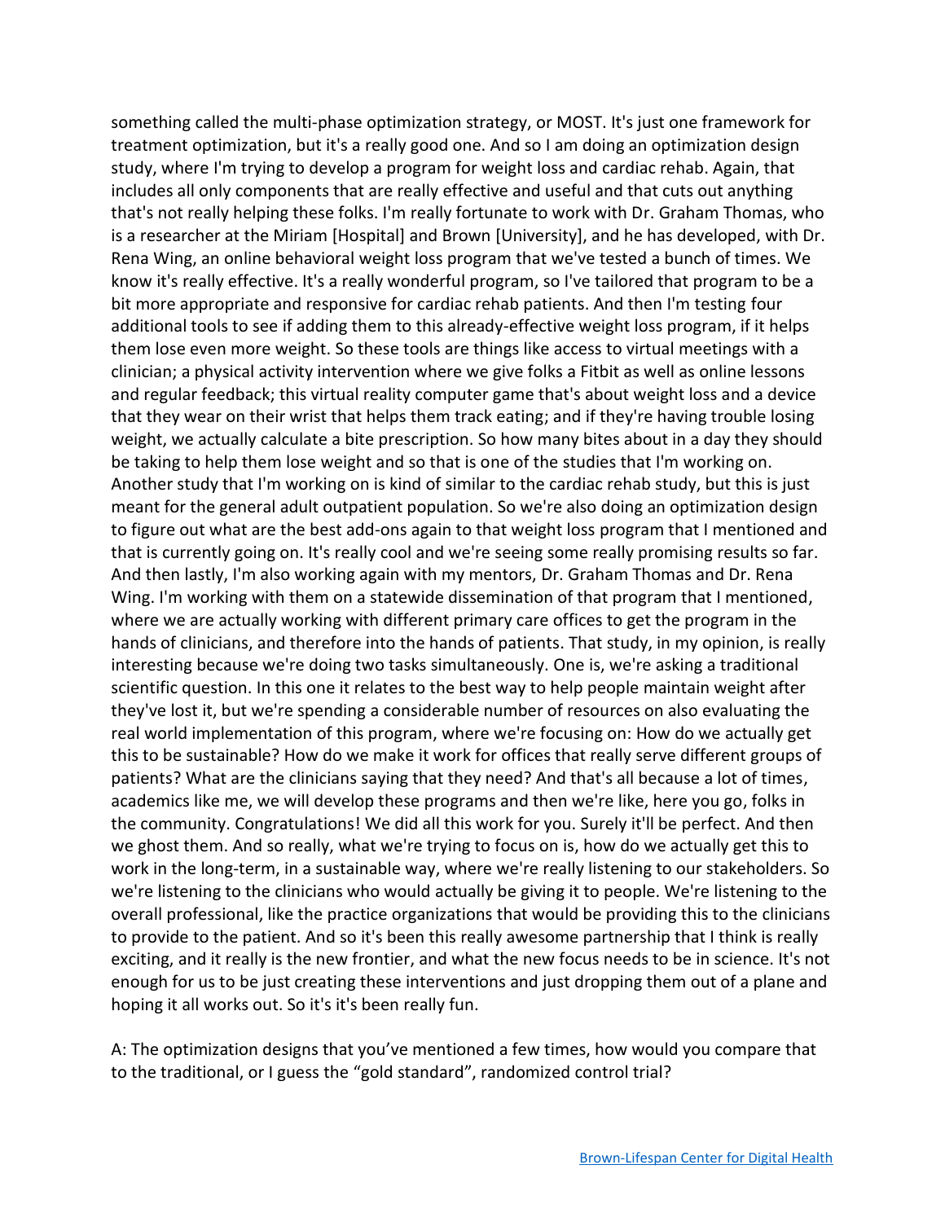something called the multi-phase optimization strategy, or MOST. It's just one framework for treatment optimization, but it's a really good one. And so I am doing an optimization design study, where I'm trying to develop a program for weight loss and cardiac rehab. Again, that includes all only components that are really effective and useful and that cuts out anything that's not really helping these folks. I'm really fortunate to work with Dr. Graham Thomas, who is a researcher at the Miriam [Hospital] and Brown [University], and he has developed, with Dr. Rena Wing, an online behavioral weight loss program that we've tested a bunch of times. We know it's really effective. It's a really wonderful program, so I've tailored that program to be a bit more appropriate and responsive for cardiac rehab patients. And then I'm testing four additional tools to see if adding them to this already-effective weight loss program, if it helps them lose even more weight. So these tools are things like access to virtual meetings with a clinician; a physical activity intervention where we give folks a Fitbit as well as online lessons and regular feedback; this virtual reality computer game that's about weight loss and a device that they wear on their wrist that helps them track eating; and if they're having trouble losing weight, we actually calculate a bite prescription. So how many bites about in a day they should be taking to help them lose weight and so that is one of the studies that I'm working on. Another study that I'm working on is kind of similar to the cardiac rehab study, but this is just meant for the general adult outpatient population. So we're also doing an optimization design to figure out what are the best add-ons again to that weight loss program that I mentioned and that is currently going on. It's really cool and we're seeing some really promising results so far. And then lastly, I'm also working again with my mentors, Dr. Graham Thomas and Dr. Rena Wing. I'm working with them on a statewide dissemination of that program that I mentioned, where we are actually working with different primary care offices to get the program in the hands of clinicians, and therefore into the hands of patients. That study, in my opinion, is really interesting because we're doing two tasks simultaneously. One is, we're asking a traditional scientific question. In this one it relates to the best way to help people maintain weight after they've lost it, but we're spending a considerable number of resources on also evaluating the real world implementation of this program, where we're focusing on: How do we actually get this to be sustainable? How do we make it work for offices that really serve different groups of patients? What are the clinicians saying that they need? And that's all because a lot of times, academics like me, we will develop these programs and then we're like, here you go, folks in the community. Congratulations! We did all this work for you. Surely it'll be perfect. And then we ghost them. And so really, what we're trying to focus on is, how do we actually get this to work in the long-term, in a sustainable way, where we're really listening to our stakeholders. So we're listening to the clinicians who would actually be giving it to people. We're listening to the overall professional, like the practice organizations that would be providing this to the clinicians to provide to the patient. And so it's been this really awesome partnership that I think is really exciting, and it really is the new frontier, and what the new focus needs to be in science. It's not enough for us to be just creating these interventions and just dropping them out of a plane and hoping it all works out. So it's it's been really fun.

A: The optimization designs that you've mentioned a few times, how would you compare that to the traditional, or I guess the "gold standard", randomized control trial?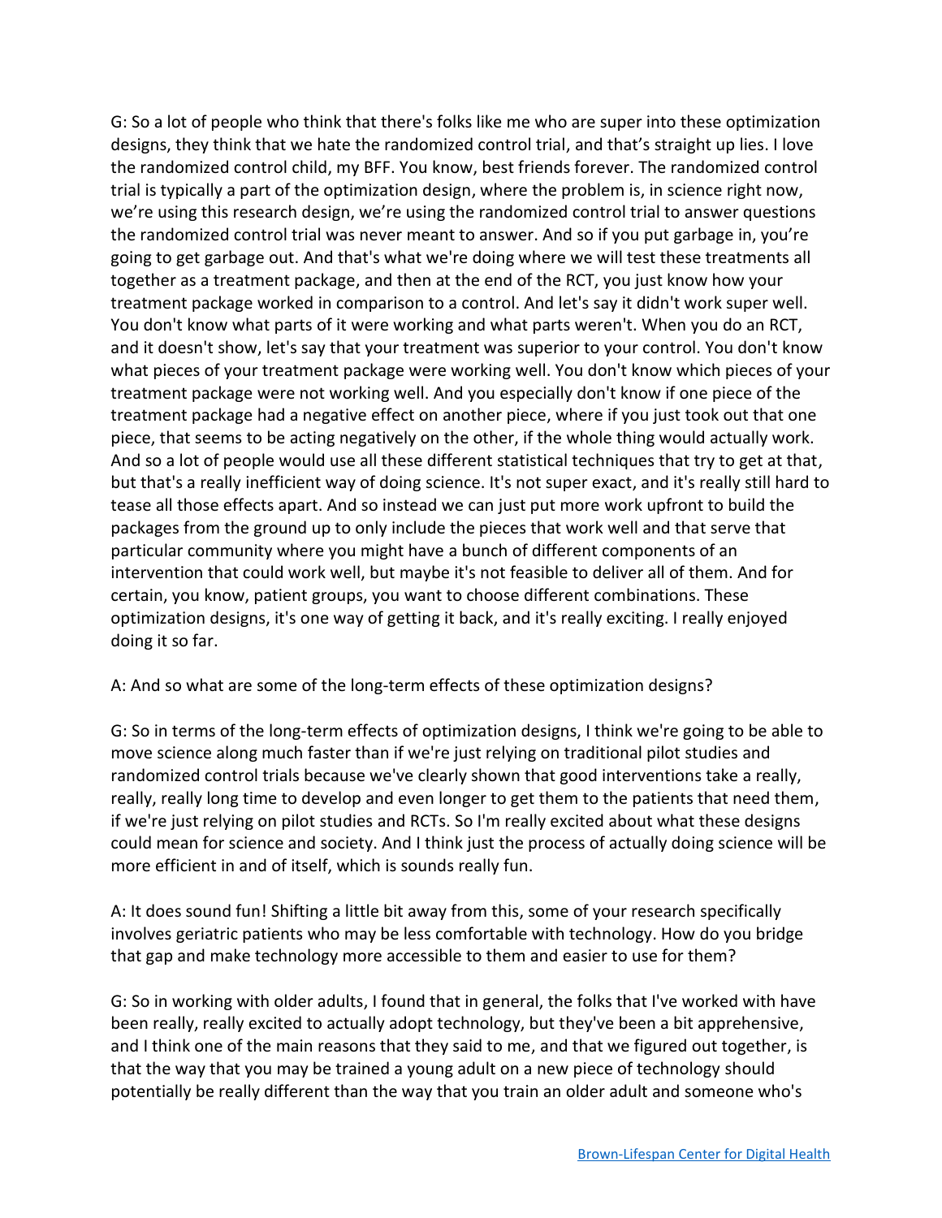G: So a lot of people who think that there's folks like me who are super into these optimization designs, they think that we hate the randomized control trial, and that's straight up lies. I love the randomized control child, my BFF. You know, best friends forever. The randomized control trial is typically a part of the optimization design, where the problem is, in science right now, we're using this research design, we're using the randomized control trial to answer questions the randomized control trial was never meant to answer. And so if you put garbage in, you're going to get garbage out. And that's what we're doing where we will test these treatments all together as a treatment package, and then at the end of the RCT, you just know how your treatment package worked in comparison to a control. And let's say it didn't work super well. You don't know what parts of it were working and what parts weren't. When you do an RCT, and it doesn't show, let's say that your treatment was superior to your control. You don't know what pieces of your treatment package were working well. You don't know which pieces of your treatment package were not working well. And you especially don't know if one piece of the treatment package had a negative effect on another piece, where if you just took out that one piece, that seems to be acting negatively on the other, if the whole thing would actually work. And so a lot of people would use all these different statistical techniques that try to get at that, but that's a really inefficient way of doing science. It's not super exact, and it's really still hard to tease all those effects apart. And so instead we can just put more work upfront to build the packages from the ground up to only include the pieces that work well and that serve that particular community where you might have a bunch of different components of an intervention that could work well, but maybe it's not feasible to deliver all of them. And for certain, you know, patient groups, you want to choose different combinations. These optimization designs, it's one way of getting it back, and it's really exciting. I really enjoyed doing it so far.

A: And so what are some of the long-term effects of these optimization designs?

G: So in terms of the long-term effects of optimization designs, I think we're going to be able to move science along much faster than if we're just relying on traditional pilot studies and randomized control trials because we've clearly shown that good interventions take a really, really, really long time to develop and even longer to get them to the patients that need them, if we're just relying on pilot studies and RCTs. So I'm really excited about what these designs could mean for science and society. And I think just the process of actually doing science will be more efficient in and of itself, which is sounds really fun.

A: It does sound fun! Shifting a little bit away from this, some of your research specifically involves geriatric patients who may be less comfortable with technology. How do you bridge that gap and make technology more accessible to them and easier to use for them?

G: So in working with older adults, I found that in general, the folks that I've worked with have been really, really excited to actually adopt technology, but they've been a bit apprehensive, and I think one of the main reasons that they said to me, and that we figured out together, is that the way that you may be trained a young adult on a new piece of technology should potentially be really different than the way that you train an older adult and someone who's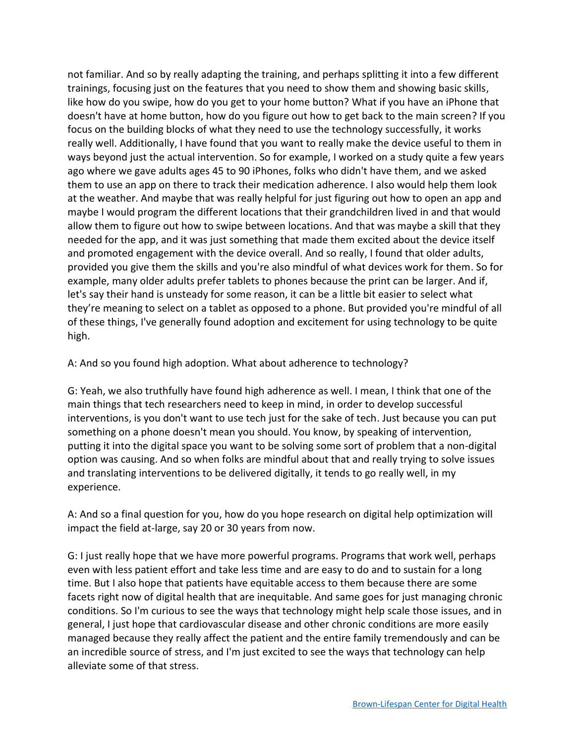not familiar. And so by really adapting the training, and perhaps splitting it into a few different trainings, focusing just on the features that you need to show them and showing basic skills, like how do you swipe, how do you get to your home button? What if you have an iPhone that doesn't have at home button, how do you figure out how to get back to the main screen? If you focus on the building blocks of what they need to use the technology successfully, it works really well. Additionally, I have found that you want to really make the device useful to them in ways beyond just the actual intervention. So for example, I worked on a study quite a few years ago where we gave adults ages 45 to 90 iPhones, folks who didn't have them, and we asked them to use an app on there to track their medication adherence. I also would help them look at the weather. And maybe that was really helpful for just figuring out how to open an app and maybe I would program the different locations that their grandchildren lived in and that would allow them to figure out how to swipe between locations. And that was maybe a skill that they needed for the app, and it was just something that made them excited about the device itself and promoted engagement with the device overall. And so really, I found that older adults, provided you give them the skills and you're also mindful of what devices work for them. So for example, many older adults prefer tablets to phones because the print can be larger. And if, let's say their hand is unsteady for some reason, it can be a little bit easier to select what they're meaning to select on a tablet as opposed to a phone. But provided you're mindful of all of these things, I've generally found adoption and excitement for using technology to be quite high.

A: And so you found high adoption. What about adherence to technology?

G: Yeah, we also truthfully have found high adherence as well. I mean, I think that one of the main things that tech researchers need to keep in mind, in order to develop successful interventions, is you don't want to use tech just for the sake of tech. Just because you can put something on a phone doesn't mean you should. You know, by speaking of intervention, putting it into the digital space you want to be solving some sort of problem that a non-digital option was causing. And so when folks are mindful about that and really trying to solve issues and translating interventions to be delivered digitally, it tends to go really well, in my experience.

A: And so a final question for you, how do you hope research on digital help optimization will impact the field at-large, say 20 or 30 years from now.

G: I just really hope that we have more powerful programs. Programs that work well, perhaps even with less patient effort and take less time and are easy to do and to sustain for a long time. But I also hope that patients have equitable access to them because there are some facets right now of digital health that are inequitable. And same goes for just managing chronic conditions. So I'm curious to see the ways that technology might help scale those issues, and in general, I just hope that cardiovascular disease and other chronic conditions are more easily managed because they really affect the patient and the entire family tremendously and can be an incredible source of stress, and I'm just excited to see the ways that technology can help alleviate some of that stress.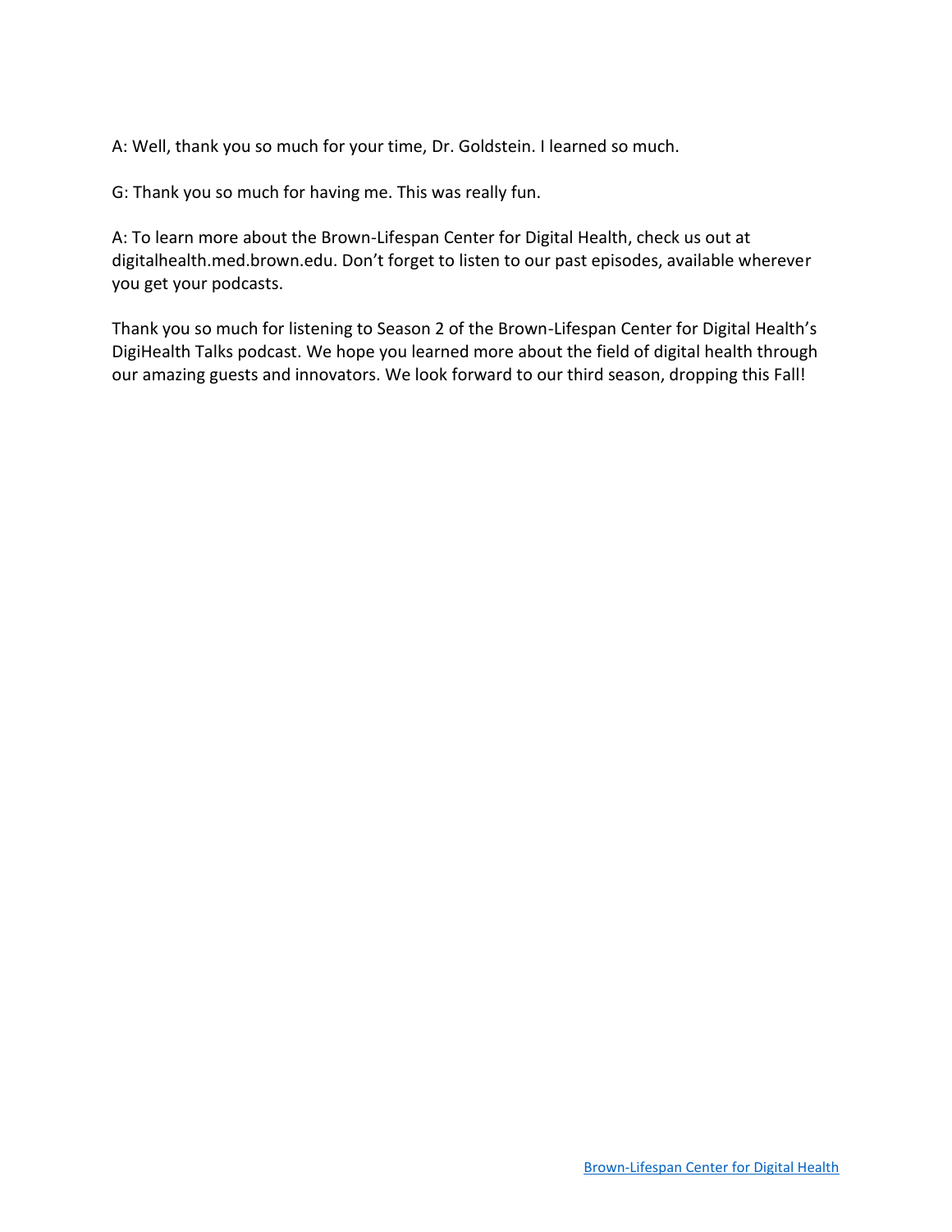A: Well, thank you so much for your time, Dr. Goldstein. I learned so much.

G: Thank you so much for having me. This was really fun.

A: To learn more about the Brown-Lifespan Center for Digital Health, check us out at digitalhealth.med.brown.edu. Don't forget to listen to our past episodes, available wherever you get your podcasts.

Thank you so much for listening to Season 2 of the Brown-Lifespan Center for Digital Health's DigiHealth Talks podcast. We hope you learned more about the field of digital health through our amazing guests and innovators. We look forward to our third season, dropping this Fall!